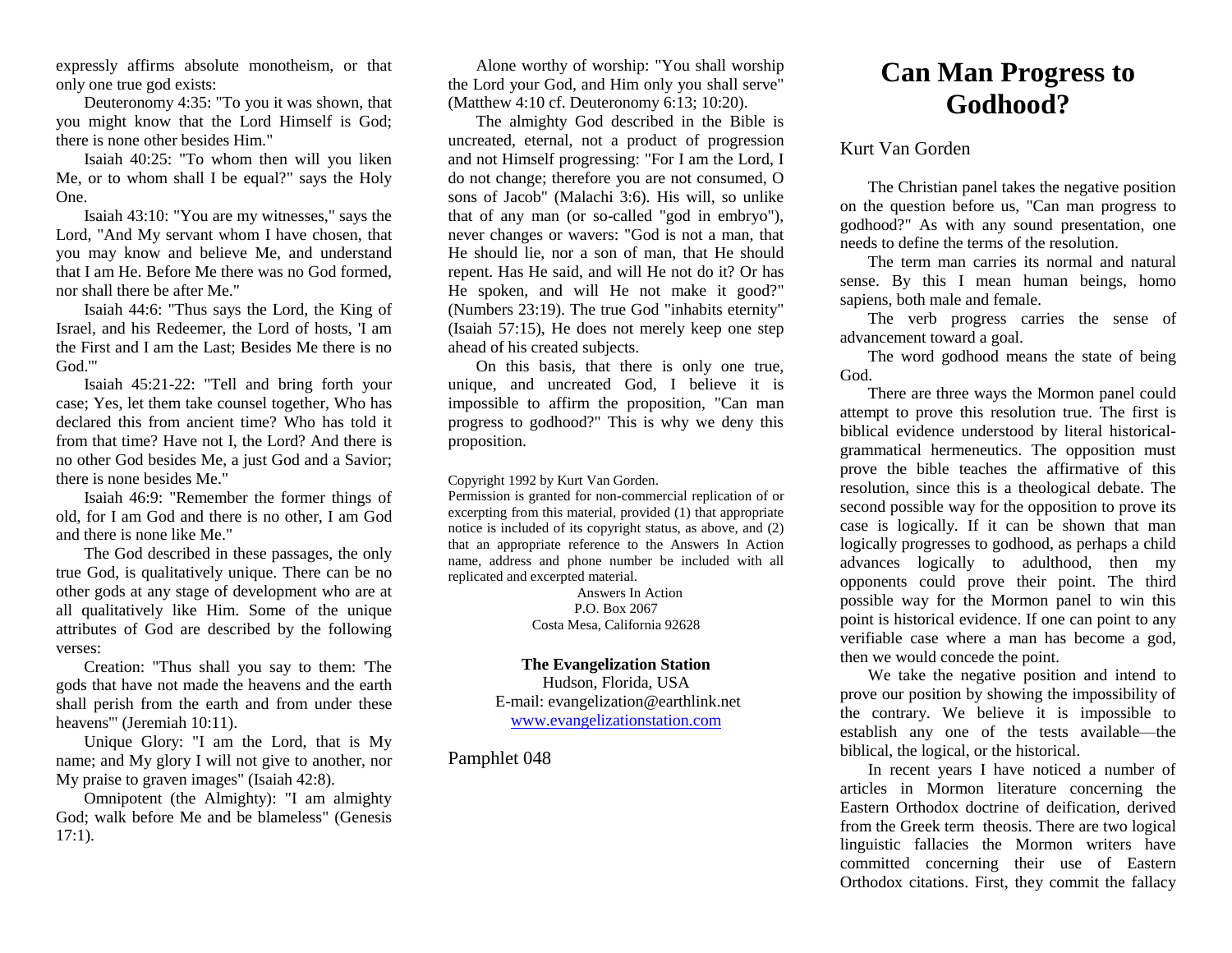expressly affirms absolute monotheism, or that only one true god exists:

Deuteronomy 4:35: "To you it was shown, that you might know that the Lord Himself is God; there is none other besides Him."

Isaiah 40:25: "To whom then will you liken Me, or to whom shall I be equal?" says the Holy One.

Isaiah 43:10: "You are my witnesses," says the Lord, "And My servant whom I have chosen, that you may know and believe Me, and understand that I am He. Before Me there was no God formed, nor shall there be after Me."

Isaiah 44:6: "Thus says the Lord, the King of Israel, and his Redeemer, the Lord of hosts, 'I am the First and I am the Last; Besides Me there is no God.'"

Isaiah 45:21-22: "Tell and bring forth your case; Yes, let them take counsel together, Who has declared this from ancient time? Who has told it from that time? Have not I, the Lord? And there is no other God besides Me, a just God and a Savior; there is none besides Me."

Isaiah 46:9: "Remember the former things of old, for I am God and there is no other, I am God and there is none like Me."

The God described in these passages, the only true God, is qualitatively unique. There can be no other gods at any stage of development who are at all qualitatively like Him. Some of the unique attributes of God are described by the following verses:

Creation: "Thus shall you say to them: 'The gods that have not made the heavens and the earth shall perish from the earth and from under these heavens'" (Jeremiah 10:11).

Unique Glory: "I am the Lord, that is My name; and My glory I will not give to another, nor My praise to graven images" (Isaiah 42:8).

Omnipotent (the Almighty): "I am almighty God; walk before Me and be blameless" (Genesis 17:1).

Alone worthy of worship: "You shall worship the Lord your God, and Him only you shall serve" (Matthew 4:10 cf. Deuteronomy 6:13; 10:20).

The almighty God described in the Bible is uncreated, eternal, not a product of progression and not Himself progressing: "For I am the Lord, I do not change; therefore you are not consumed, O sons of Jacob" (Malachi 3:6). His will, so unlike that of any man (or so-called "god in embryo"), never changes or wavers: "God is not a man, that He should lie, nor a son of man, that He should repent. Has He said, and will He not do it? Or has He spoken, and will He not make it good?" (Numbers 23:19). The true God "inhabits eternity" (Isaiah 57:15), He does not merely keep one step ahead of his created subjects.

On this basis, that there is only one true, unique, and uncreated God, I believe it is impossible to affirm the proposition, "Can man progress to godhood?" This is why we deny this proposition.

Copyright 1992 by Kurt Van Gorden.
Permission is granted for non-commercial replication of or excerpting from this material, provided (1) that appropriate notice is included of its copyright status, as above, and (2) that an appropriate reference to the Answers In Action name, address and phone number be included with all replicated and excerpted material.

Answers In Action
P.O. Box 2067
Costa Mesa, California 92628

**The Evangelization Station**
Hudson, Florida, USA
E-mail: evangelization@earthlink.net
www.evangelizationstation.com

Pamphlet 048

# Can Man Progress to Godhood?

Kurt Van Gorden

The Christian panel takes the negative position on the question before us, "Can man progress to godhood?" As with any sound presentation, one needs to define the terms of the resolution.

The term man carries its normal and natural sense. By this I mean human beings, homo sapiens, both male and female.

The verb progress carries the sense of advancement toward a goal.

The word godhood means the state of being God.

There are three ways the Mormon panel could attempt to prove this resolution true. The first is biblical evidence understood by literal historical-grammatical hermeneutics. The opposition must prove the bible teaches the affirmative of this resolution, since this is a theological debate. The second possible way for the opposition to prove its case is logically. If it can be shown that man logically progresses to godhood, as perhaps a child advances logically to adulthood, then my opponents could prove their point. The third possible way for the Mormon panel to win this point is historical evidence. If one can point to any verifiable case where a man has become a god, then we would concede the point.

We take the negative position and intend to prove our position by showing the impossibility of the contrary. We believe it is impossible to establish any one of the tests available—the biblical, the logical, or the historical.

In recent years I have noticed a number of articles in Mormon literature concerning the Eastern Orthodox doctrine of deification, derived from the Greek term theosis. There are two logical linguistic fallacies the Mormon writers have committed concerning their use of Eastern Orthodox citations. First, they commit the fallacy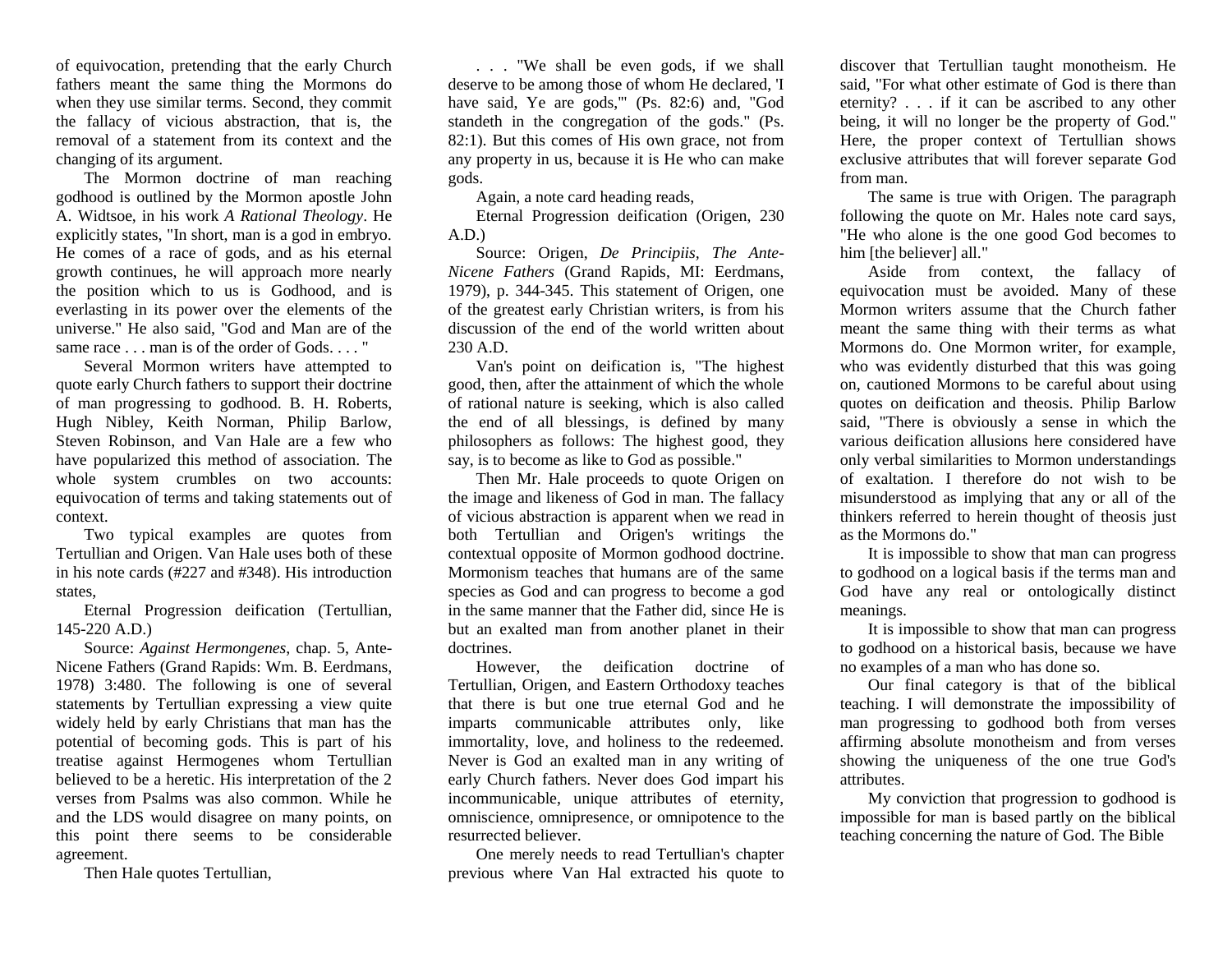of equivocation, pretending that the early Church fathers meant the same thing the Mormons do when they use similar terms. Second, they commit the fallacy of vicious abstraction, that is, the removal of a statement from its context and the changing of its argument.

The Mormon doctrine of man reaching godhood is outlined by the Mormon apostle John A. Widtsoe, in his work *A Rational Theology*. He explicitly states, "In short, man is a god in embryo. He comes of a race of gods, and as his eternal growth continues, he will approach more nearly the position which to us is Godhood, and is everlasting in its power over the elements of the universe." He also said, "God and Man are of the same race . . . man is of the order of Gods. . . . "

Several Mormon writers have attempted to quote early Church fathers to support their doctrine of man progressing to godhood. B. H. Roberts, Hugh Nibley, Keith Norman, Philip Barlow, Steven Robinson, and Van Hale are a few who have popularized this method of association. The whole system crumbles on two accounts: equivocation of terms and taking statements out of context.

Two typical examples are quotes from Tertullian and Origen. Van Hale uses both of these in his note cards (#227 and #348). His introduction states,

Eternal Progression deification (Tertullian, 145-220 A.D.)

Source: *Against Hermogenes*, chap. 5, Ante-Nicene Fathers (Grand Rapids: Wm. B. Eerdmans, 1978) 3:480. The following is one of several statements by Tertullian expressing a view quite widely held by early Christians that man has the potential of becoming gods. This is part of his treatise against Hermogenes whom Tertullian believed to be a heretic. His interpretation of the 2 verses from Psalms was also common. While he and the LDS would disagree on many points, on this point there seems to be considerable agreement.

Then Hale quotes Tertullian,

. . . "We shall be even gods, if we shall deserve to be among those of whom He declared, 'I have said, Ye are gods,'" (Ps. 82:6) and, "God standeth in the congregation of the gods." (Ps. 82:1). But this comes of His own grace, not from any property in us, because it is He who can make gods.

Again, a note card heading reads,

Eternal Progression deification (Origen, 230 A.D.)

Source: Origen, *De Principiis, The Ante-Nicene Fathers* (Grand Rapids, MI: Eerdmans, 1979), p. 344-345. This statement of Origen, one of the greatest early Christian writers, is from his discussion of the end of the world written about 230 A.D.

Van's point on deification is, "The highest good, then, after the attainment of which the whole of rational nature is seeking, which is also called the end of all blessings, is defined by many philosophers as follows: The highest good, they say, is to become as like to God as possible."

Then Mr. Hale proceeds to quote Origen on the image and likeness of God in man. The fallacy of vicious abstraction is apparent when we read in both Tertullian and Origen's writings the contextual opposite of Mormon godhood doctrine. Mormonism teaches that humans are of the same species as God and can progress to become a god in the same manner that the Father did, since He is but an exalted man from another planet in their doctrines.

However, the deification doctrine of Tertullian, Origen, and Eastern Orthodoxy teaches that there is but one true eternal God and he imparts communicable attributes only, like immortality, love, and holiness to the redeemed. Never is God an exalted man in any writing of early Church fathers. Never does God impart his incommunicable, unique attributes of eternity, omniscience, omnipresence, or omnipotence to the resurrected believer.

One merely needs to read Tertullian's chapter previous where Van Hal extracted his quote to discover that Tertullian taught monotheism. He said, "For what other estimate of God is there than eternity? . . . if it can be ascribed to any other being, it will no longer be the property of God." Here, the proper context of Tertullian shows exclusive attributes that will forever separate God from man.

The same is true with Origen. The paragraph following the quote on Mr. Hales note card says, "He who alone is the one good God becomes to him [the believer] all."

Aside from context, the fallacy of equivocation must be avoided. Many of these Mormon writers assume that the Church father meant the same thing with their terms as what Mormons do. One Mormon writer, for example, who was evidently disturbed that this was going on, cautioned Mormons to be careful about using quotes on deification and theosis. Philip Barlow said, "There is obviously a sense in which the various deification allusions here considered have only verbal similarities to Mormon understandings of exaltation. I therefore do not wish to be misunderstood as implying that any or all of the thinkers referred to herein thought of theosis just as the Mormons do."

It is impossible to show that man can progress to godhood on a logical basis if the terms man and God have any real or ontologically distinct meanings.

It is impossible to show that man can progress to godhood on a historical basis, because we have no examples of a man who has done so.

Our final category is that of the biblical teaching. I will demonstrate the impossibility of man progressing to godhood both from verses affirming absolute monotheism and from verses showing the uniqueness of the one true God's attributes.

My conviction that progression to godhood is impossible for man is based partly on the biblical teaching concerning the nature of God. The Bible